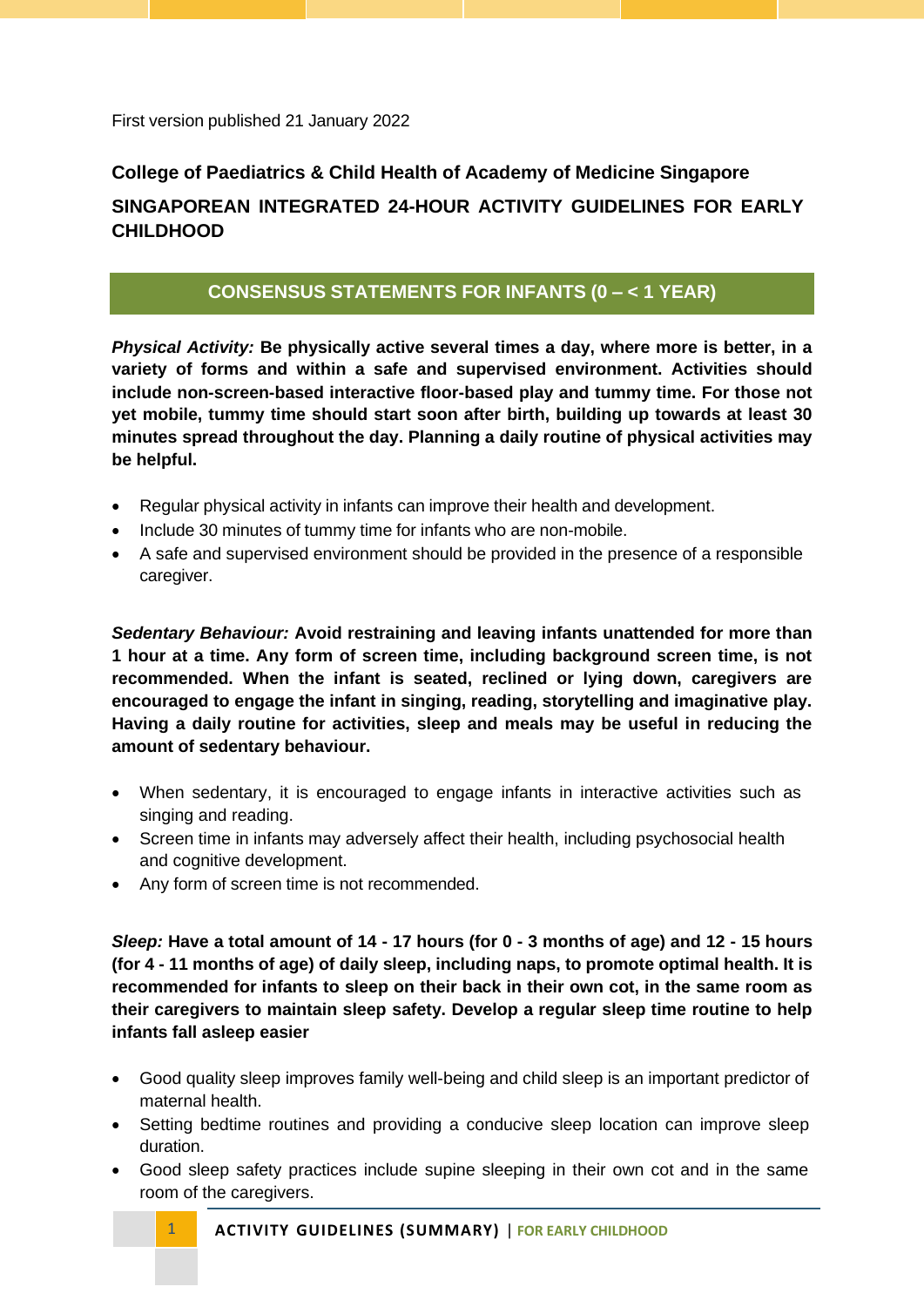First version published 21 January 2022

**College of Paediatrics & Child Health of Academy of Medicine Singapore**

# SINGAPOREAN INTEGRATED 24-HOUR ACTIVITY GUIDELINES FOR EARLY CHILDHOOD

## CONSENSUS STATEMENTS FOR INFANTS (0 – < 1 YEAR)

***Physical Activity:*** **Be physically active several times a day, where more is better, in a variety of forms and within a safe and supervised environment. Activities should include non-screen-based interactive floor-based play and tummy time. For those not yet mobile, tummy time should start soon after birth, building up towards at least 30 minutes spread throughout the day. Planning a daily routine of physical activities may be helpful.**

- Regular physical activity in infants can improve their health and development.
- Include 30 minutes of tummy time for infants who are non-mobile.
- A safe and supervised environment should be provided in the presence of a responsible caregiver.

***Sedentary Behaviour:*** **Avoid restraining and leaving infants unattended for more than 1 hour at a time. Any form of screen time, including background screen time, is not recommended. When the infant is seated, reclined or lying down, caregivers are encouraged to engage the infant in singing, reading, storytelling and imaginative play. Having a daily routine for activities, sleep and meals may be useful in reducing the amount of sedentary behaviour.**

- When sedentary, it is encouraged to engage infants in interactive activities such as singing and reading.
- Screen time in infants may adversely affect their health, including psychosocial health and cognitive development.
- Any form of screen time is not recommended.

***Sleep:*** **Have a total amount of 14 - 17 hours (for 0 - 3 months of age) and 12 - 15 hours (for 4 - 11 months of age) of daily sleep, including naps, to promote optimal health. It is recommended for infants to sleep on their back in their own cot, in the same room as their caregivers to maintain sleep safety. Develop a regular sleep time routine to help infants fall asleep easier**

- Good quality sleep improves family well-being and child sleep is an important predictor of maternal health.
- Setting bedtime routines and providing a conducive sleep location can improve sleep duration.
- Good sleep safety practices include supine sleeping in their own cot and in the same room of the caregivers.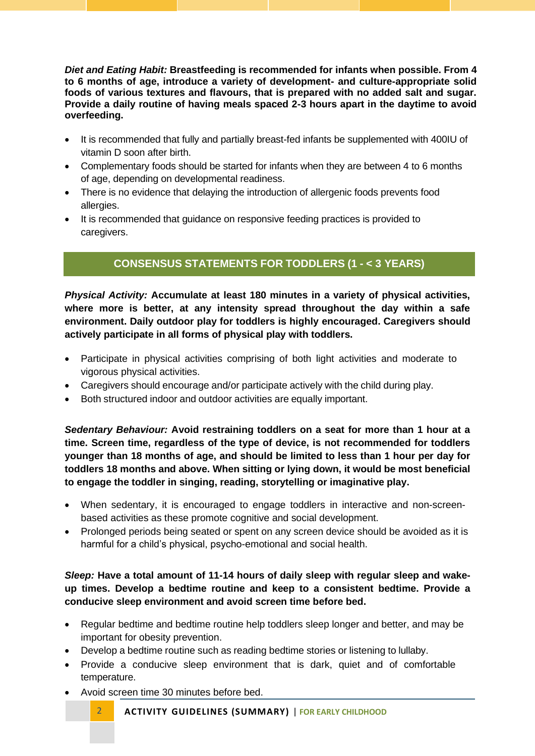***Diet and Eating Habit:*** **Breastfeeding is recommended for infants when possible. From 4 to 6 months of age, introduce a variety of development- and culture-appropriate solid foods of various textures and flavours, that is prepared with no added salt and sugar. Provide a daily routine of having meals spaced 2-3 hours apart in the daytime to avoid overfeeding.**

- It is recommended that fully and partially breast-fed infants be supplemented with 400IU of vitamin D soon after birth.
- Complementary foods should be started for infants when they are between 4 to 6 months of age, depending on developmental readiness.
- There is no evidence that delaying the introduction of allergenic foods prevents food allergies.
- It is recommended that guidance on responsive feeding practices is provided to caregivers.

## CONSENSUS STATEMENTS FOR TODDLERS (1 - < 3 YEARS)

***Physical Activity:*** **Accumulate at least 180 minutes in a variety of physical activities, where more is better, at any intensity spread throughout the day within a safe environment. Daily outdoor play for toddlers is highly encouraged. Caregivers should actively participate in all forms of physical play with toddlers.**

- Participate in physical activities comprising of both light activities and moderate to vigorous physical activities.
- Caregivers should encourage and/or participate actively with the child during play.
- Both structured indoor and outdoor activities are equally important.

***Sedentary Behaviour:*** **Avoid restraining toddlers on a seat for more than 1 hour at a time. Screen time, regardless of the type of device, is not recommended for toddlers younger than 18 months of age, and should be limited to less than 1 hour per day for toddlers 18 months and above. When sitting or lying down, it would be most beneficial to engage the toddler in singing, reading, storytelling or imaginative play.**

- When sedentary, it is encouraged to engage toddlers in interactive and non-screen-based activities as these promote cognitive and social development.
- Prolonged periods being seated or spent on any screen device should be avoided as it is harmful for a child's physical, psycho-emotional and social health.

***Sleep:*** **Have a total amount of 11-14 hours of daily sleep with regular sleep and wake-up times. Develop a bedtime routine and keep to a consistent bedtime. Provide a conducive sleep environment and avoid screen time before bed.**

- Regular bedtime and bedtime routine help toddlers sleep longer and better, and may be important for obesity prevention.
- Develop a bedtime routine such as reading bedtime stories or listening to lullaby.
- Provide a conducive sleep environment that is dark, quiet and of comfortable temperature.
- Avoid screen time 30 minutes before bed.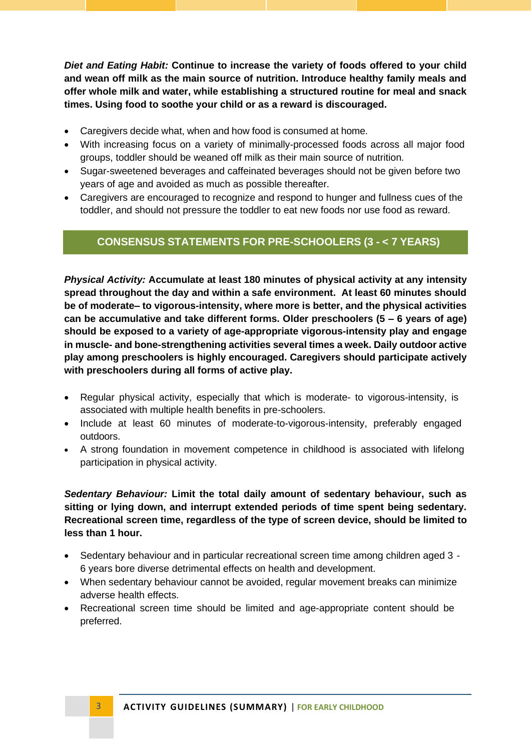***Diet and Eating Habit:* Continue to increase the variety of foods offered to your child and wean off milk as the main source of nutrition. Introduce healthy family meals and offer whole milk and water, while establishing a structured routine for meal and snack times. Using food to soothe your child or as a reward is discouraged.**

- Caregivers decide what, when and how food is consumed at home.
- With increasing focus on a variety of minimally-processed foods across all major food groups, toddler should be weaned off milk as their main source of nutrition.
- Sugar-sweetened beverages and caffeinated beverages should not be given before two years of age and avoided as much as possible thereafter.
- Caregivers are encouraged to recognize and respond to hunger and fullness cues of the toddler, and should not pressure the toddler to eat new foods nor use food as reward.

## CONSENSUS STATEMENTS FOR PRE-SCHOOLERS (3 - < 7 YEARS)

***Physical Activity:* Accumulate at least 180 minutes of physical activity at any intensity spread throughout the day and within a safe environment. At least 60 minutes should be of moderate– to vigorous-intensity, where more is better, and the physical activities can be accumulative and take different forms. Older preschoolers (5 – 6 years of age) should be exposed to a variety of age-appropriate vigorous-intensity play and engage in muscle- and bone-strengthening activities several times a week. Daily outdoor active play among preschoolers is highly encouraged. Caregivers should participate actively with preschoolers during all forms of active play.**

- Regular physical activity, especially that which is moderate- to vigorous-intensity, is associated with multiple health benefits in pre-schoolers.
- Include at least 60 minutes of moderate-to-vigorous-intensity, preferably engaged outdoors.
- A strong foundation in movement competence in childhood is associated with lifelong participation in physical activity.

***Sedentary Behaviour:* Limit the total daily amount of sedentary behaviour, such as sitting or lying down, and interrupt extended periods of time spent being sedentary. Recreational screen time, regardless of the type of screen device, should be limited to less than 1 hour.**

- Sedentary behaviour and in particular recreational screen time among children aged 3 - 6 years bore diverse detrimental effects on health and development.
- When sedentary behaviour cannot be avoided, regular movement breaks can minimize adverse health effects.
- Recreational screen time should be limited and age-appropriate content should be preferred.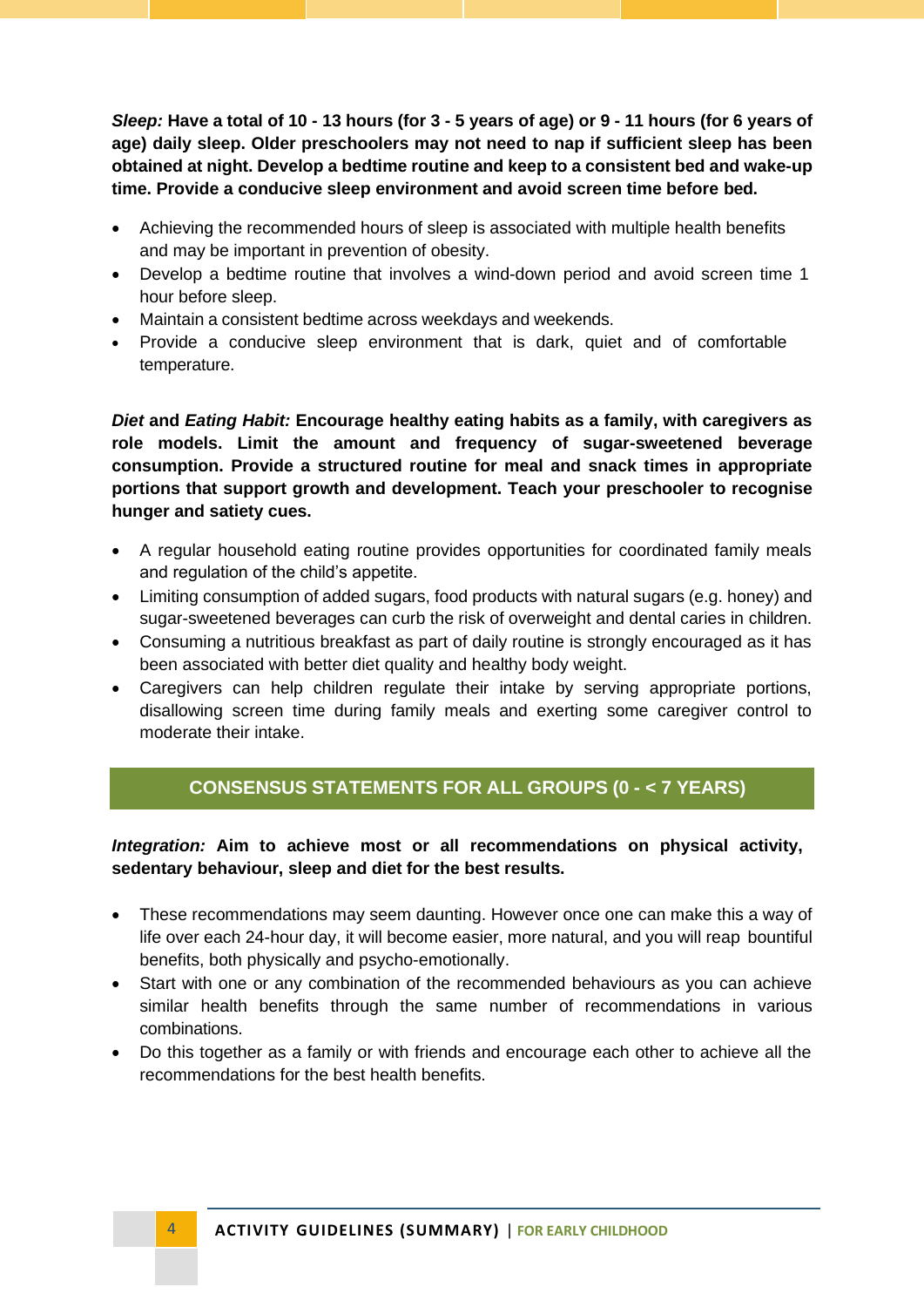***Sleep:* Have a total of 10 - 13 hours (for 3 - 5 years of age) or 9 - 11 hours (for 6 years of age) daily sleep. Older preschoolers may not need to nap if sufficient sleep has been obtained at night. Develop a bedtime routine and keep to a consistent bed and wake-up time. Provide a conducive sleep environment and avoid screen time before bed.**

- Achieving the recommended hours of sleep is associated with multiple health benefits and may be important in prevention of obesity.
- Develop a bedtime routine that involves a wind-down period and avoid screen time 1 hour before sleep.
- Maintain a consistent bedtime across weekdays and weekends.
- Provide a conducive sleep environment that is dark, quiet and of comfortable temperature.

***Diet* and *Eating Habit:* Encourage healthy eating habits as a family, with caregivers as role models. Limit the amount and frequency of sugar-sweetened beverage consumption. Provide a structured routine for meal and snack times in appropriate portions that support growth and development. Teach your preschooler to recognise hunger and satiety cues.**

- A regular household eating routine provides opportunities for coordinated family meals and regulation of the child's appetite.
- Limiting consumption of added sugars, food products with natural sugars (e.g. honey) and sugar-sweetened beverages can curb the risk of overweight and dental caries in children.
- Consuming a nutritious breakfast as part of daily routine is strongly encouraged as it has been associated with better diet quality and healthy body weight.
- Caregivers can help children regulate their intake by serving appropriate portions, disallowing screen time during family meals and exerting some caregiver control to moderate their intake.

## CONSENSUS STATEMENTS FOR ALL GROUPS (0 - < 7 YEARS)

***Integration:* Aim to achieve most or all recommendations on physical activity, sedentary behaviour, sleep and diet for the best results.**

- These recommendations may seem daunting. However once one can make this a way of life over each 24-hour day, it will become easier, more natural, and you will reap bountiful benefits, both physically and psycho-emotionally.
- Start with one or any combination of the recommended behaviours as you can achieve similar health benefits through the same number of recommendations in various combinations.
- Do this together as a family or with friends and encourage each other to achieve all the recommendations for the best health benefits.